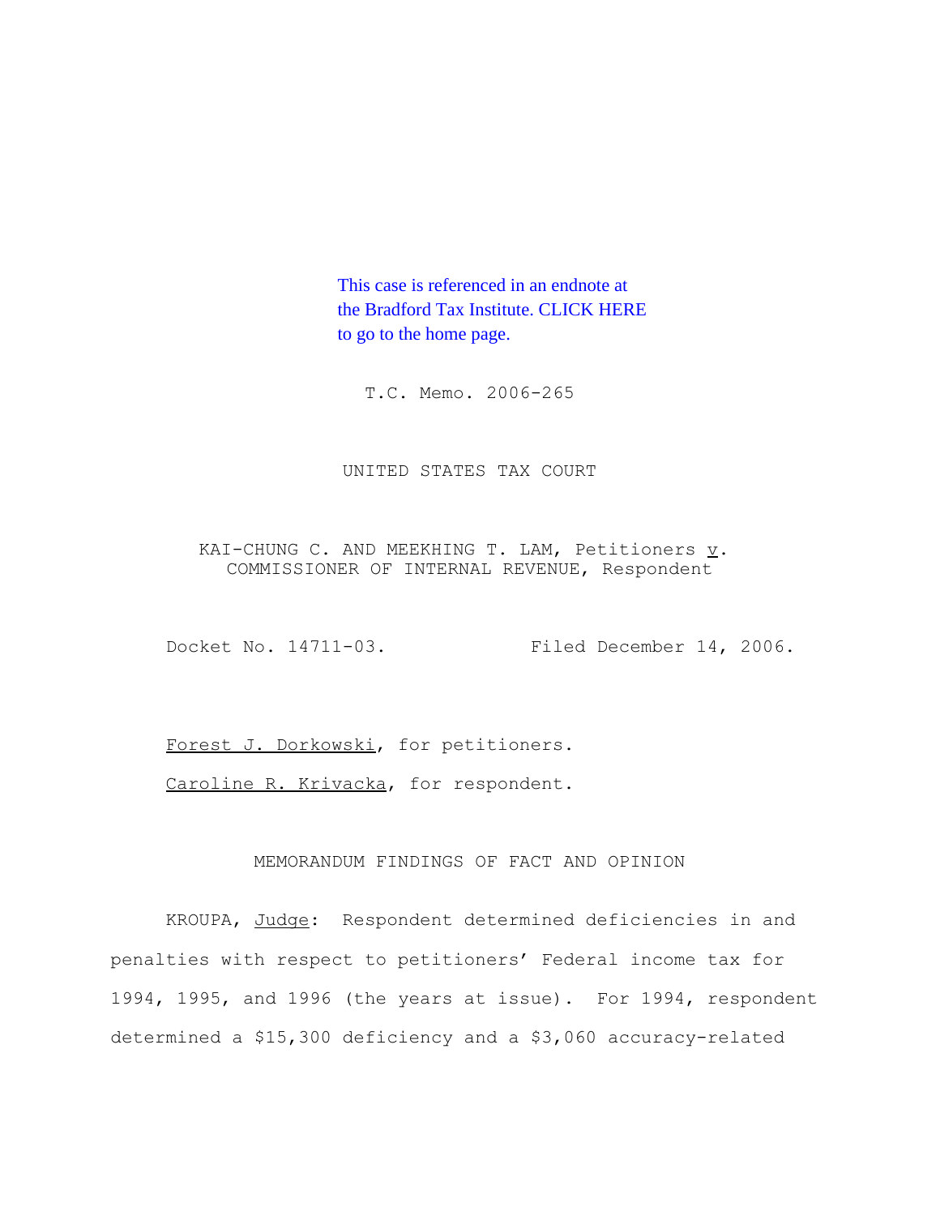This case is referenced in an endnote at the Bradford Tax Institute. CLICK HERE to go to the home page.

T.C. Memo. 2006-265

UNITED STATES TAX COURT

KAI-CHUNG C. AND MEEKHING T. LAM, Petitioners v. COMMISSIONER OF INTERNAL REVENUE, Respondent

Docket No. 14711-03. Filed December 14, 2006.

Forest J. Dorkowski, for petitioners.

Caroline R. Krivacka, for respondent.

MEMORANDUM FINDINGS OF FACT AND OPINION

KROUPA, Judge: Respondent determined deficiencies in and penalties with respect to petitioners' Federal income tax for 1994, 1995, and 1996 (the years at issue). For 1994, respondent determined a $15,300 deficiency and a $3,060 accuracy-related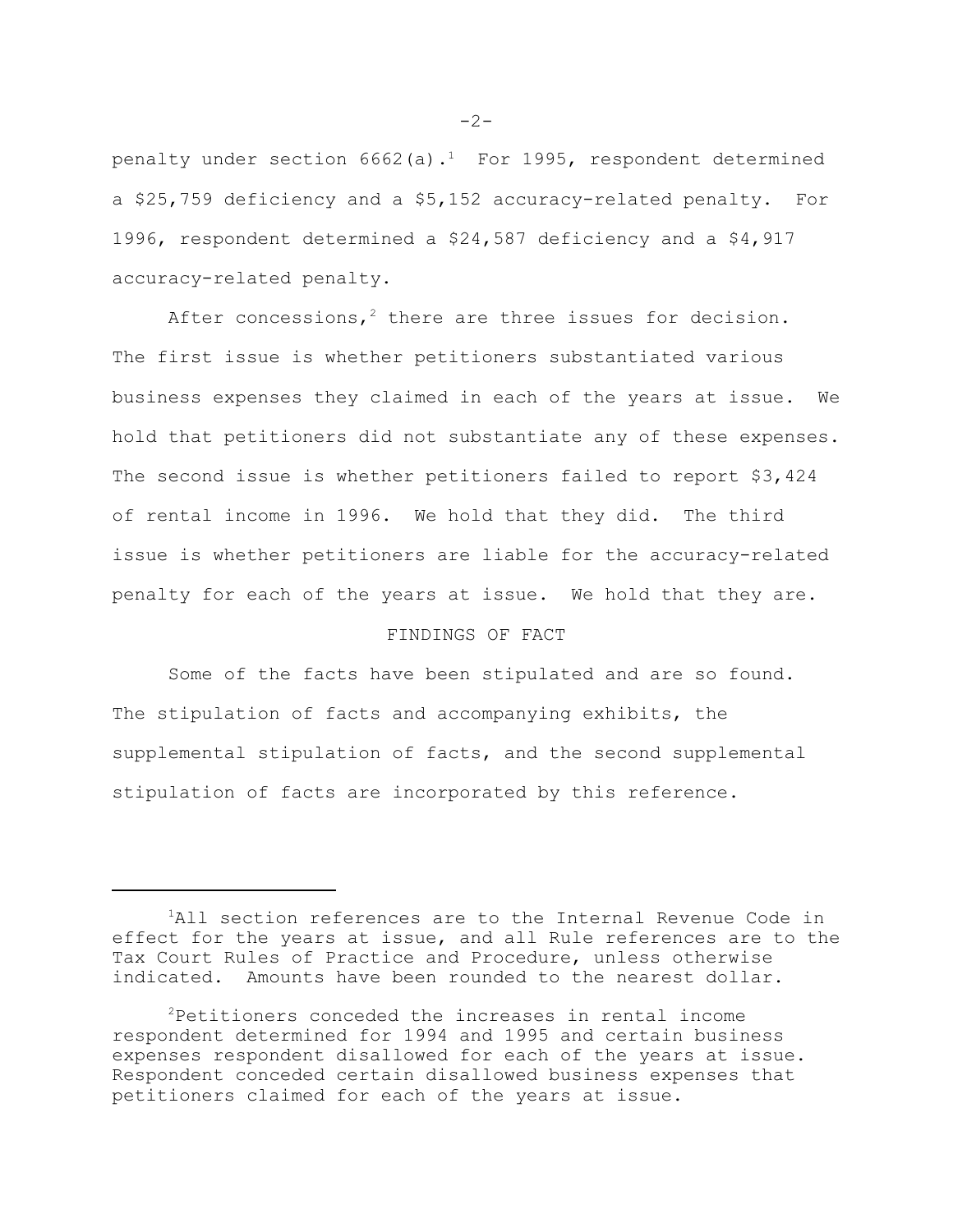penalty under section 6662(a).[1] For 1995, respondent determined a $25,759 deficiency and a $5,152 accuracy-related penalty. For 1996, respondent determined a $24,587 deficiency and a $4,917 accuracy-related penalty.

After concessions,[2] there are three issues for decision. The first issue is whether petitioners substantiated various business expenses they claimed in each of the years at issue. We hold that petitioners did not substantiate any of these expenses. The second issue is whether petitioners failed to report $3,424 of rental income in 1996. We hold that they did. The third issue is whether petitioners are liable for the accuracy-related penalty for each of the years at issue. We hold that they are.

FINDINGS OF FACT

Some of the facts have been stipulated and are so found. The stipulation of facts and accompanying exhibits, the supplemental stipulation of facts, and the second supplemental stipulation of facts are incorporated by this reference.

---

[1] All section references are to the Internal Revenue Code in effect for the years at issue, and all Rule references are to the Tax Court Rules of Practice and Procedure, unless otherwise indicated. Amounts have been rounded to the nearest dollar.

[2] Petitioners conceded the increases in rental income respondent determined for 1994 and 1995 and certain business expenses respondent disallowed for each of the years at issue. Respondent conceded certain disallowed business expenses that petitioners claimed for each of the years at issue.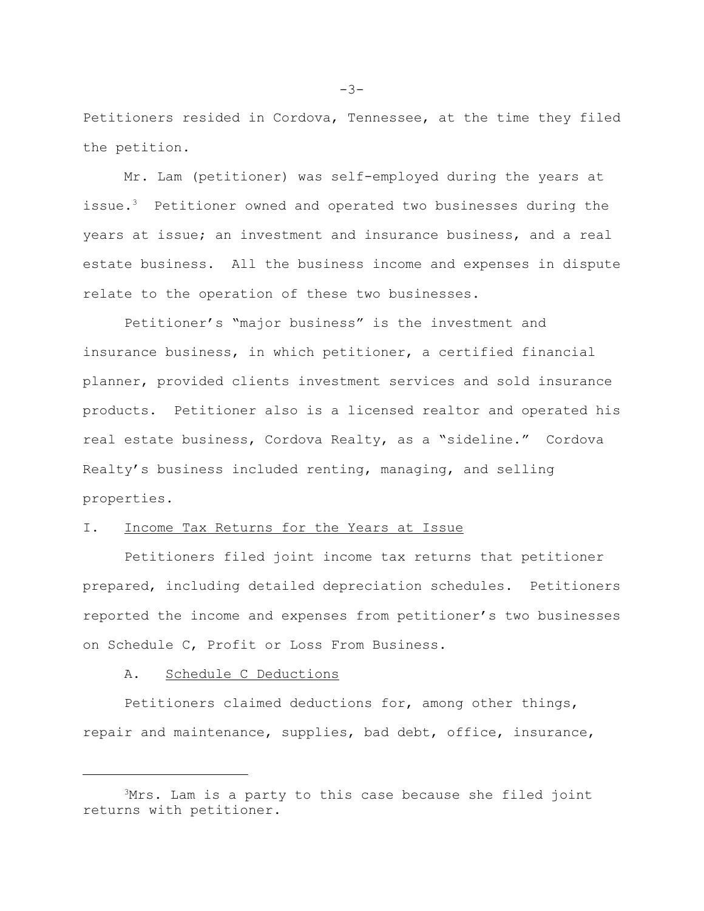Petitioners resided in Cordova, Tennessee, at the time they filed the petition.

Mr. Lam (petitioner) was self-employed during the years at issue.[3] Petitioner owned and operated two businesses during the years at issue; an investment and insurance business, and a real estate business. All the business income and expenses in dispute relate to the operation of these two businesses.

Petitioner's "major business" is the investment and insurance business, in which petitioner, a certified financial planner, provided clients investment services and sold insurance products. Petitioner also is a licensed realtor and operated his real estate business, Cordova Realty, as a "sideline." Cordova Realty's business included renting, managing, and selling properties.

## I. Income Tax Returns for the Years at Issue

Petitioners filed joint income tax returns that petitioner prepared, including detailed depreciation schedules. Petitioners reported the income and expenses from petitioner's two businesses on Schedule C, Profit or Loss From Business.

### A. Schedule C Deductions

Petitioners claimed deductions for, among other things, repair and maintenance, supplies, bad debt, office, insurance,

---

[3] Mrs. Lam is a party to this case because she filed joint returns with petitioner.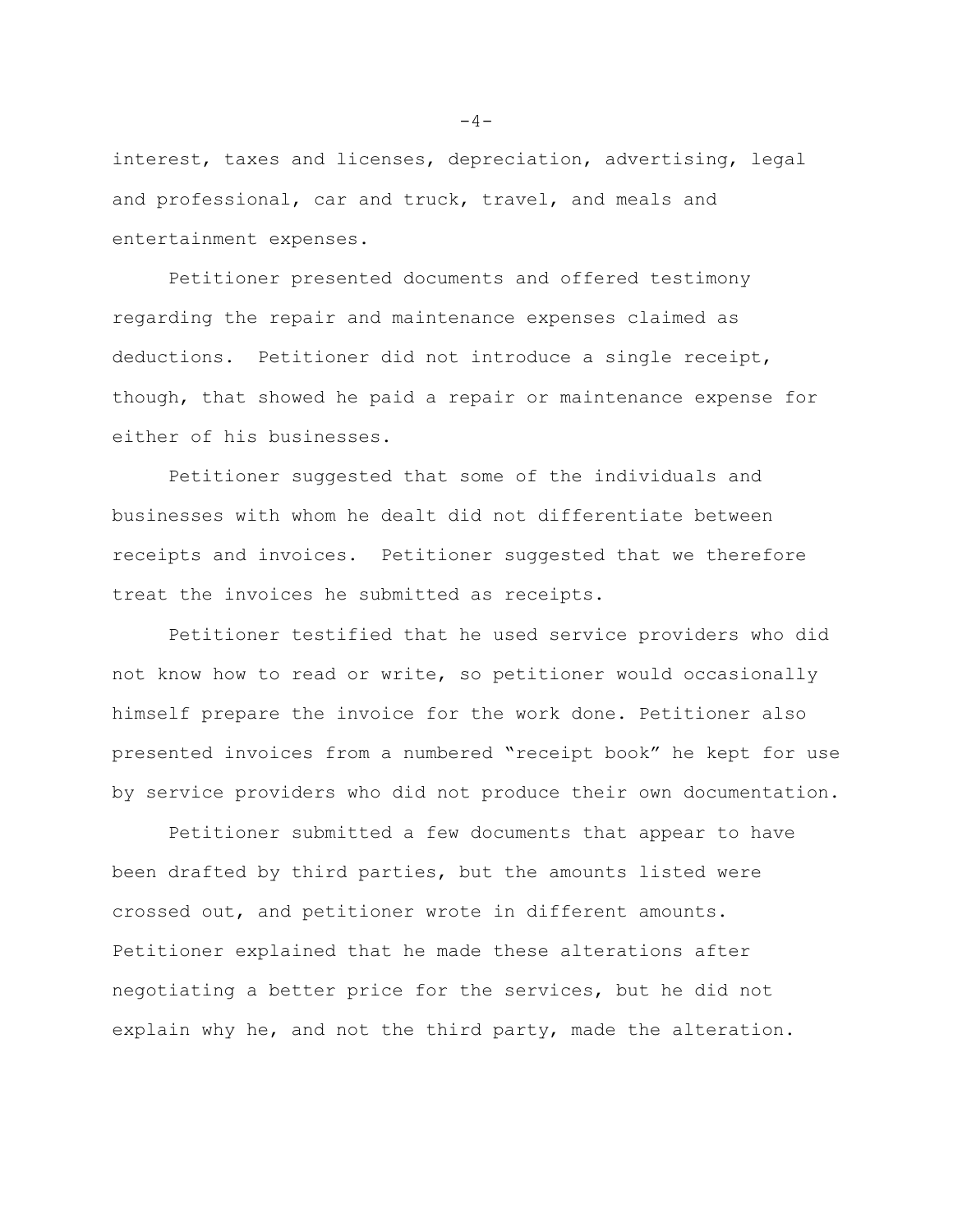interest, taxes and licenses, depreciation, advertising, legal and professional, car and truck, travel, and meals and entertainment expenses.

Petitioner presented documents and offered testimony regarding the repair and maintenance expenses claimed as deductions. Petitioner did not introduce a single receipt, though, that showed he paid a repair or maintenance expense for either of his businesses.

Petitioner suggested that some of the individuals and businesses with whom he dealt did not differentiate between receipts and invoices. Petitioner suggested that we therefore treat the invoices he submitted as receipts.

Petitioner testified that he used service providers who did not know how to read or write, so petitioner would occasionally himself prepare the invoice for the work done. Petitioner also presented invoices from a numbered "receipt book" he kept for use by service providers who did not produce their own documentation.

Petitioner submitted a few documents that appear to have been drafted by third parties, but the amounts listed were crossed out, and petitioner wrote in different amounts. Petitioner explained that he made these alterations after negotiating a better price for the services, but he did not explain why he, and not the third party, made the alteration.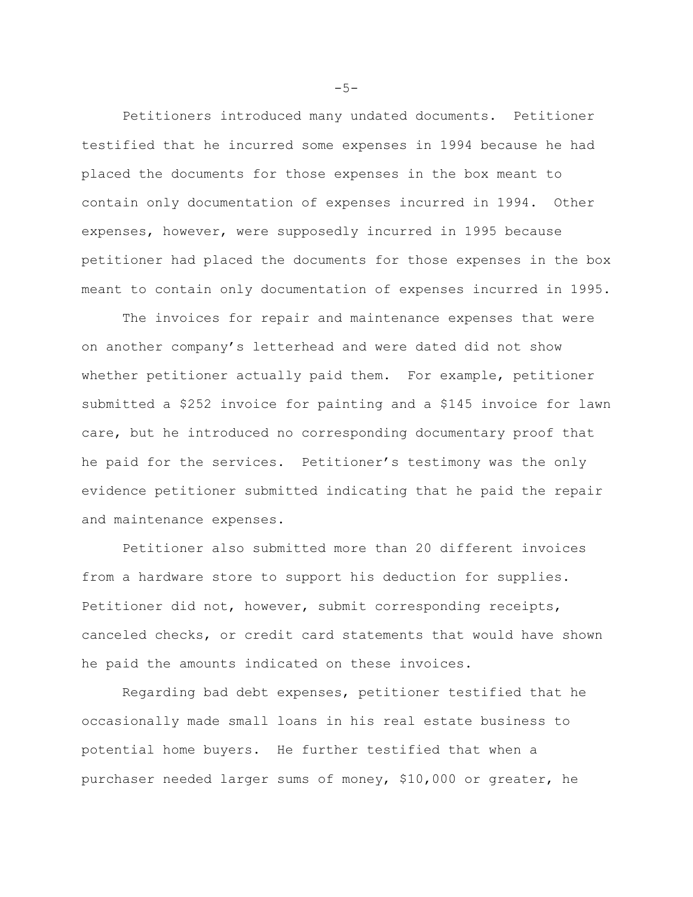Petitioners introduced many undated documents. Petitioner testified that he incurred some expenses in 1994 because he had placed the documents for those expenses in the box meant to contain only documentation of expenses incurred in 1994. Other expenses, however, were supposedly incurred in 1995 because petitioner had placed the documents for those expenses in the box meant to contain only documentation of expenses incurred in 1995.

The invoices for repair and maintenance expenses that were on another company's letterhead and were dated did not show whether petitioner actually paid them. For example, petitioner submitted a $252 invoice for painting and a $145 invoice for lawn care, but he introduced no corresponding documentary proof that he paid for the services. Petitioner's testimony was the only evidence petitioner submitted indicating that he paid the repair and maintenance expenses.

Petitioner also submitted more than 20 different invoices from a hardware store to support his deduction for supplies. Petitioner did not, however, submit corresponding receipts, canceled checks, or credit card statements that would have shown he paid the amounts indicated on these invoices.

Regarding bad debt expenses, petitioner testified that he occasionally made small loans in his real estate business to potential home buyers. He further testified that when a purchaser needed larger sums of money, $10,000 or greater, he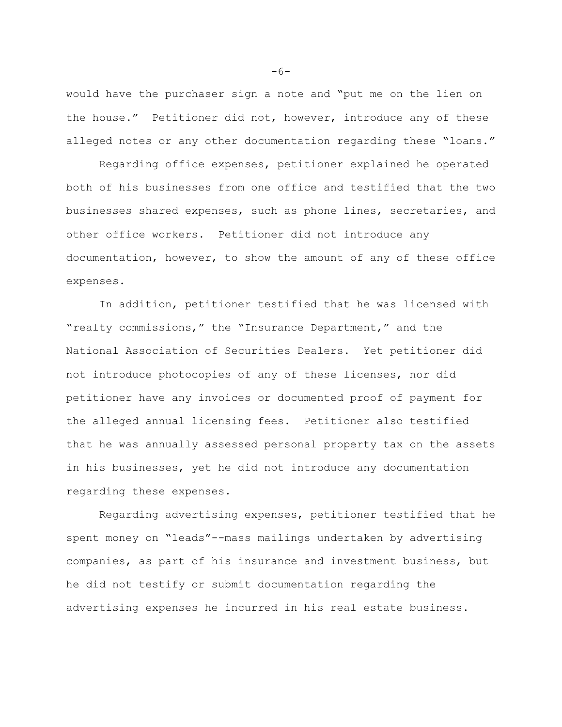would have the purchaser sign a note and "put me on the lien on the house." Petitioner did not, however, introduce any of these alleged notes or any other documentation regarding these "loans."

Regarding office expenses, petitioner explained he operated both of his businesses from one office and testified that the two businesses shared expenses, such as phone lines, secretaries, and other office workers. Petitioner did not introduce any documentation, however, to show the amount of any of these office expenses.

In addition, petitioner testified that he was licensed with "realty commissions," the "Insurance Department," and the National Association of Securities Dealers. Yet petitioner did not introduce photocopies of any of these licenses, nor did petitioner have any invoices or documented proof of payment for the alleged annual licensing fees. Petitioner also testified that he was annually assessed personal property tax on the assets in his businesses, yet he did not introduce any documentation regarding these expenses.

Regarding advertising expenses, petitioner testified that he spent money on "leads"--mass mailings undertaken by advertising companies, as part of his insurance and investment business, but he did not testify or submit documentation regarding the advertising expenses he incurred in his real estate business.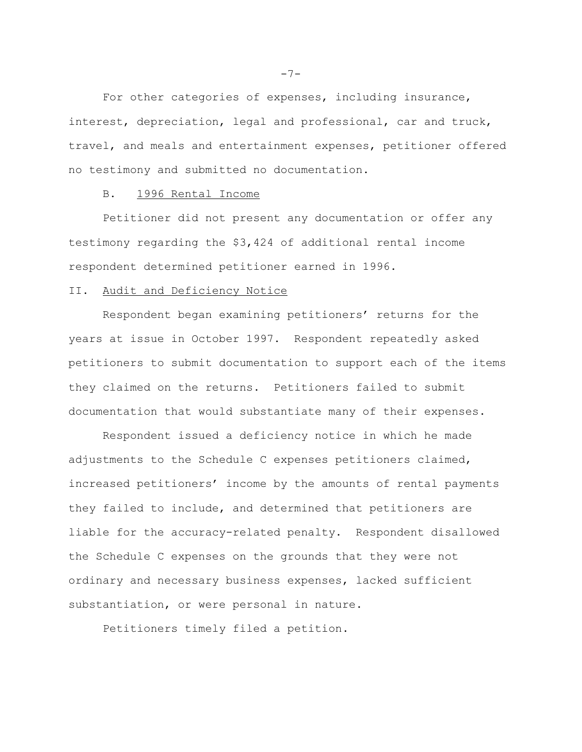For other categories of expenses, including insurance, interest, depreciation, legal and professional, car and truck, travel, and meals and entertainment expenses, petitioner offered no testimony and submitted no documentation.

### B. <u>1996 Rental Income</u>

Petitioner did not present any documentation or offer any testimony regarding the $3,424 of additional rental income respondent determined petitioner earned in 1996.

## II. <u>Audit and Deficiency Notice</u>

Respondent began examining petitioners' returns for the years at issue in October 1997. Respondent repeatedly asked petitioners to submit documentation to support each of the items they claimed on the returns. Petitioners failed to submit documentation that would substantiate many of their expenses.

Respondent issued a deficiency notice in which he made adjustments to the Schedule C expenses petitioners claimed, increased petitioners' income by the amounts of rental payments they failed to include, and determined that petitioners are liable for the accuracy-related penalty. Respondent disallowed the Schedule C expenses on the grounds that they were not ordinary and necessary business expenses, lacked sufficient substantiation, or were personal in nature.

Petitioners timely filed a petition.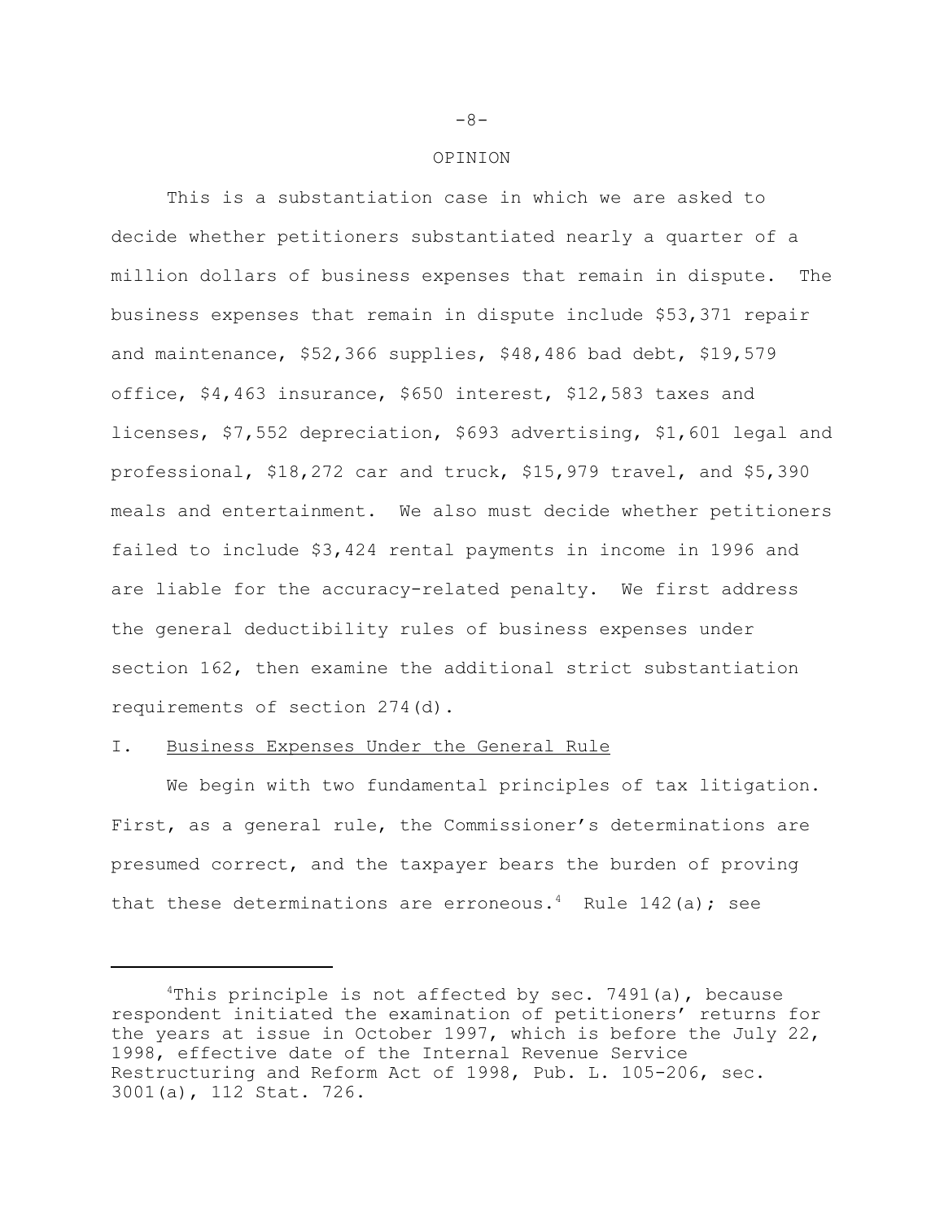OPINION

This is a substantiation case in which we are asked to decide whether petitioners substantiated nearly a quarter of a million dollars of business expenses that remain in dispute. The business expenses that remain in dispute include $53,371 repair and maintenance, $52,366 supplies, $48,486 bad debt, $19,579 office, $4,463 insurance, $650 interest, $12,583 taxes and licenses, $7,552 depreciation, $693 advertising, $1,601 legal and professional, $18,272 car and truck, $15,979 travel, and $5,390 meals and entertainment. We also must decide whether petitioners failed to include $3,424 rental payments in income in 1996 and are liable for the accuracy-related penalty. We first address the general deductibility rules of business expenses under section 162, then examine the additional strict substantiation requirements of section 274(d).

I. Business Expenses Under the General Rule

We begin with two fundamental principles of tax litigation. First, as a general rule, the Commissioner's determinations are presumed correct, and the taxpayer bears the burden of proving that these determinations are erroneous.[4] Rule 142(a); see

[4] This principle is not affected by sec. 7491(a), because respondent initiated the examination of petitioners' returns for the years at issue in October 1997, which is before the July 22, 1998, effective date of the Internal Revenue Service Restructuring and Reform Act of 1998, Pub. L. 105-206, sec. 3001(a), 112 Stat. 726.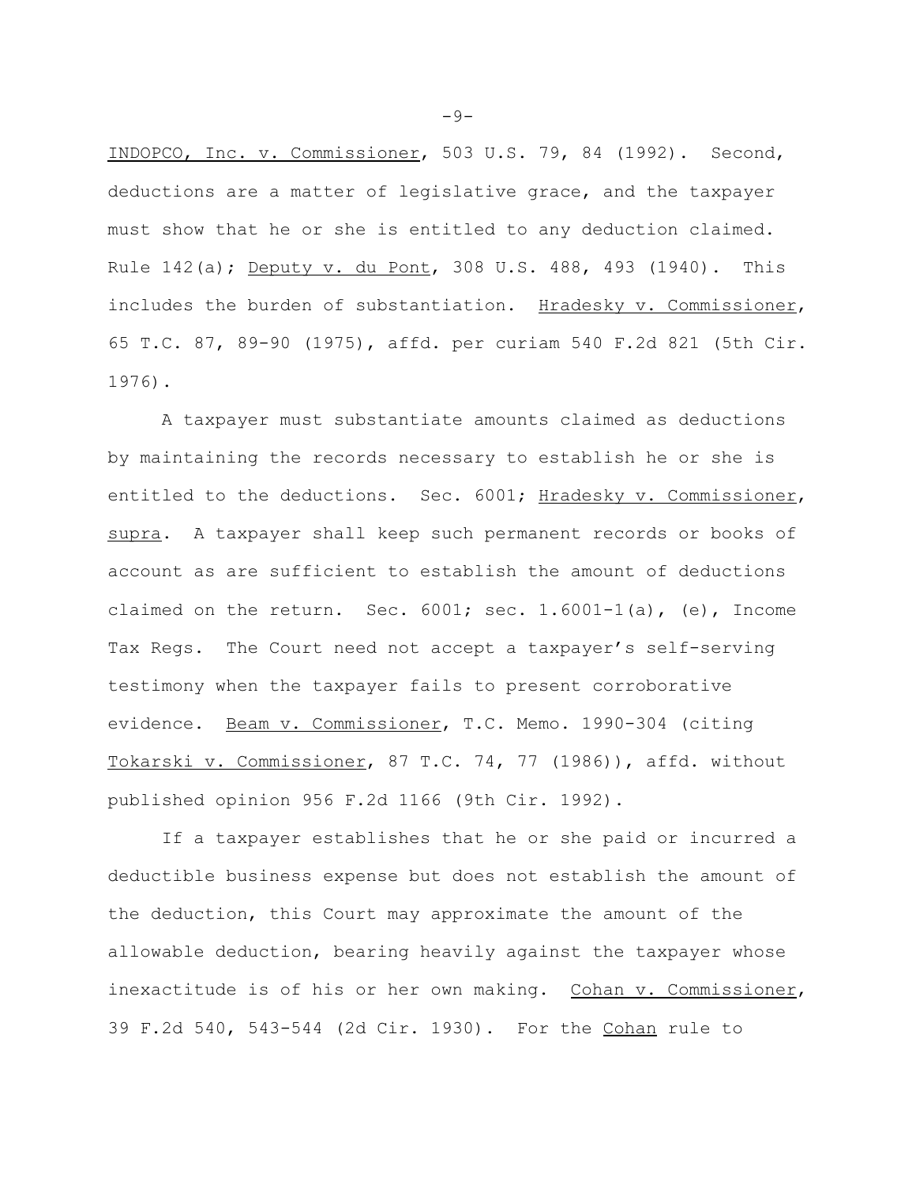INDOPCO, Inc. v. Commissioner, 503 U.S. 79, 84 (1992). Second, deductions are a matter of legislative grace, and the taxpayer must show that he or she is entitled to any deduction claimed. Rule 142(a); Deputy v. du Pont, 308 U.S. 488, 493 (1940). This includes the burden of substantiation. Hradesky v. Commissioner, 65 T.C. 87, 89-90 (1975), affd. per curiam 540 F.2d 821 (5th Cir. 1976).

A taxpayer must substantiate amounts claimed as deductions by maintaining the records necessary to establish he or she is entitled to the deductions. Sec. 6001; Hradesky v. Commissioner, supra. A taxpayer shall keep such permanent records or books of account as are sufficient to establish the amount of deductions claimed on the return. Sec. 6001; sec. 1.6001-1(a), (e), Income Tax Regs. The Court need not accept a taxpayer's self-serving testimony when the taxpayer fails to present corroborative evidence. Beam v. Commissioner, T.C. Memo. 1990-304 (citing Tokarski v. Commissioner, 87 T.C. 74, 77 (1986)), affd. without published opinion 956 F.2d 1166 (9th Cir. 1992).

If a taxpayer establishes that he or she paid or incurred a deductible business expense but does not establish the amount of the deduction, this Court may approximate the amount of the allowable deduction, bearing heavily against the taxpayer whose inexactitude is of his or her own making. Cohan v. Commissioner, 39 F.2d 540, 543-544 (2d Cir. 1930). For the Cohan rule to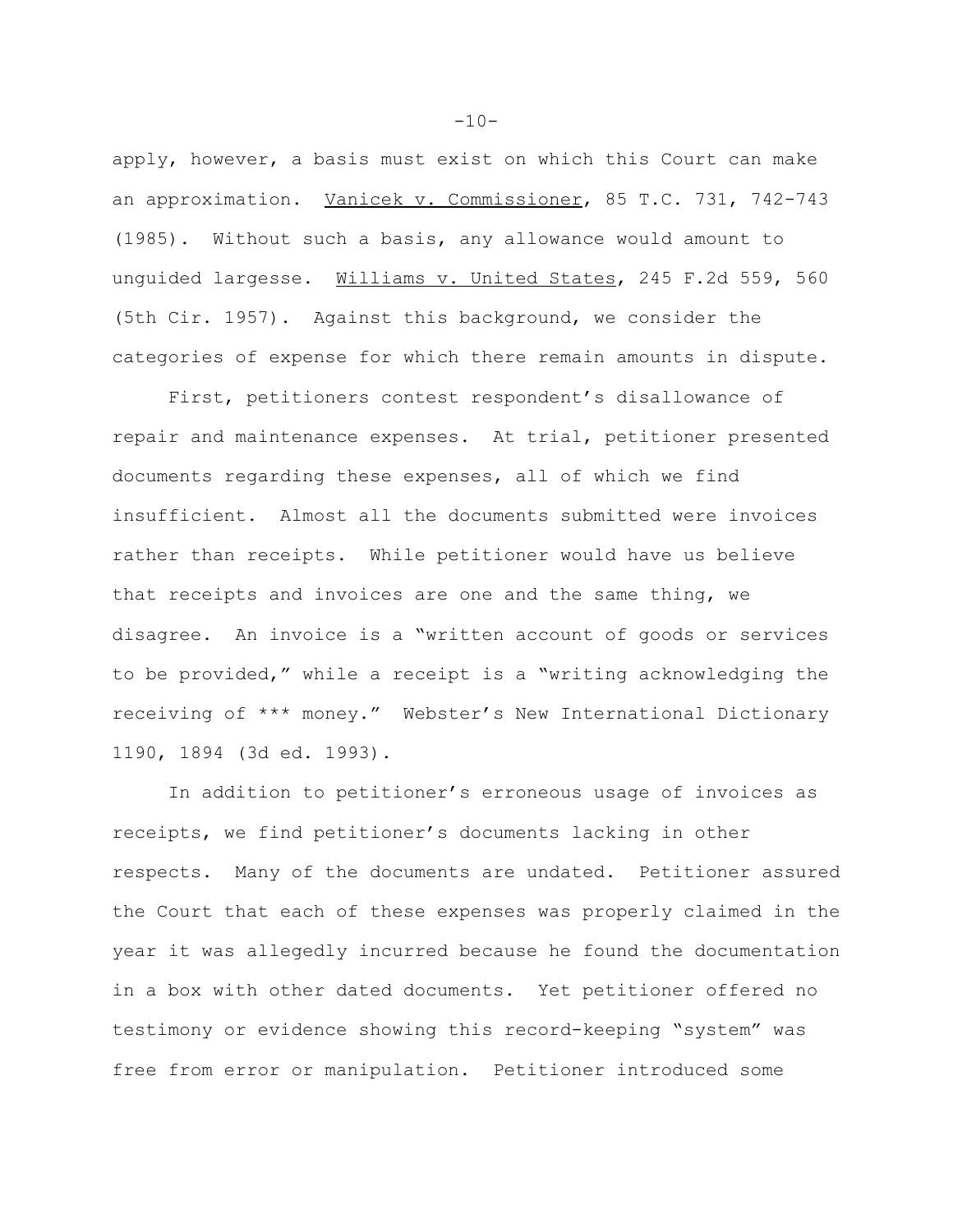apply, however, a basis must exist on which this Court can make an approximation. Vanicek v. Commissioner, 85 T.C. 731, 742-743 (1985). Without such a basis, any allowance would amount to unguided largesse. Williams v. United States, 245 F.2d 559, 560 (5th Cir. 1957). Against this background, we consider the categories of expense for which there remain amounts in dispute.

First, petitioners contest respondent's disallowance of repair and maintenance expenses. At trial, petitioner presented documents regarding these expenses, all of which we find insufficient. Almost all the documents submitted were invoices rather than receipts. While petitioner would have us believe that receipts and invoices are one and the same thing, we disagree. An invoice is a "written account of goods or services to be provided," while a receipt is a "writing acknowledging the receiving of *** money." Webster's New International Dictionary 1190, 1894 (3d ed. 1993).

In addition to petitioner's erroneous usage of invoices as receipts, we find petitioner's documents lacking in other respects. Many of the documents are undated. Petitioner assured the Court that each of these expenses was properly claimed in the year it was allegedly incurred because he found the documentation in a box with other dated documents. Yet petitioner offered no testimony or evidence showing this record-keeping "system" was free from error or manipulation. Petitioner introduced some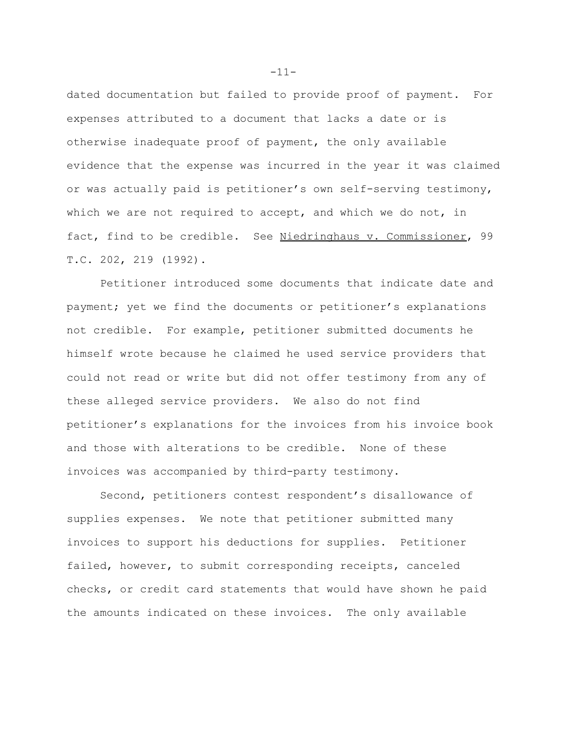dated documentation but failed to provide proof of payment. For expenses attributed to a document that lacks a date or is otherwise inadequate proof of payment, the only available evidence that the expense was incurred in the year it was claimed or was actually paid is petitioner's own self-serving testimony, which we are not required to accept, and which we do not, in fact, find to be credible. See Niedringhaus v. Commissioner, 99 T.C. 202, 219 (1992).

Petitioner introduced some documents that indicate date and payment; yet we find the documents or petitioner's explanations not credible. For example, petitioner submitted documents he himself wrote because he claimed he used service providers that could not read or write but did not offer testimony from any of these alleged service providers. We also do not find petitioner's explanations for the invoices from his invoice book and those with alterations to be credible. None of these invoices was accompanied by third-party testimony.

Second, petitioners contest respondent's disallowance of supplies expenses. We note that petitioner submitted many invoices to support his deductions for supplies. Petitioner failed, however, to submit corresponding receipts, canceled checks, or credit card statements that would have shown he paid the amounts indicated on these invoices. The only available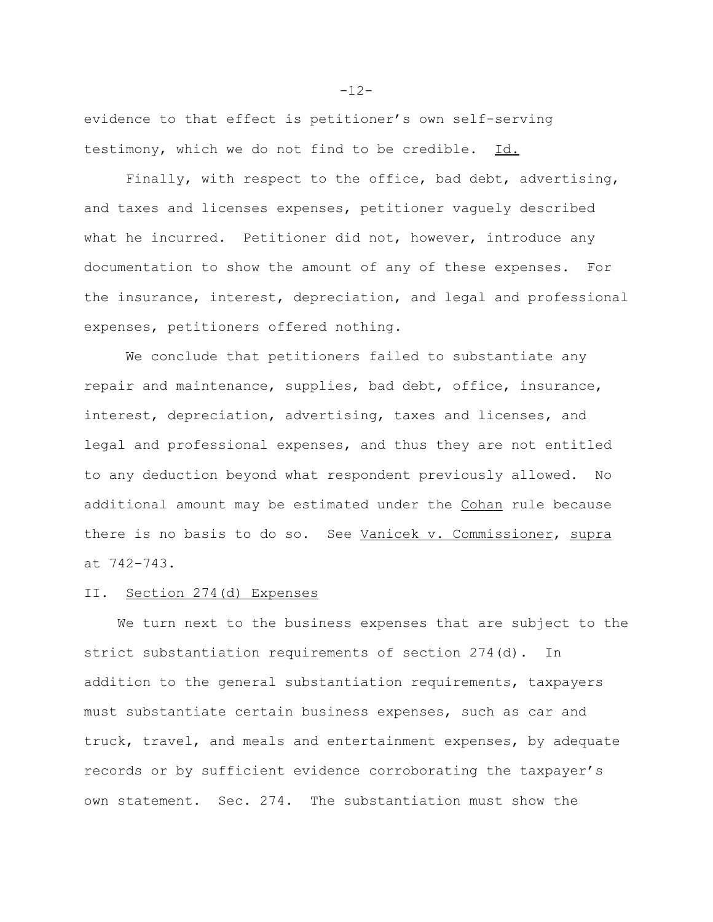evidence to that effect is petitioner's own self-serving testimony, which we do not find to be credible. Id.

Finally, with respect to the office, bad debt, advertising, and taxes and licenses expenses, petitioner vaguely described what he incurred. Petitioner did not, however, introduce any documentation to show the amount of any of these expenses. For the insurance, interest, depreciation, and legal and professional expenses, petitioners offered nothing.

We conclude that petitioners failed to substantiate any repair and maintenance, supplies, bad debt, office, insurance, interest, depreciation, advertising, taxes and licenses, and legal and professional expenses, and thus they are not entitled to any deduction beyond what respondent previously allowed. No additional amount may be estimated under the Cohan rule because there is no basis to do so. See Vanicek v. Commissioner, supra at 742-743.

## II. Section 274(d) Expenses

We turn next to the business expenses that are subject to the strict substantiation requirements of section 274(d). In addition to the general substantiation requirements, taxpayers must substantiate certain business expenses, such as car and truck, travel, and meals and entertainment expenses, by adequate records or by sufficient evidence corroborating the taxpayer's own statement. Sec. 274. The substantiation must show the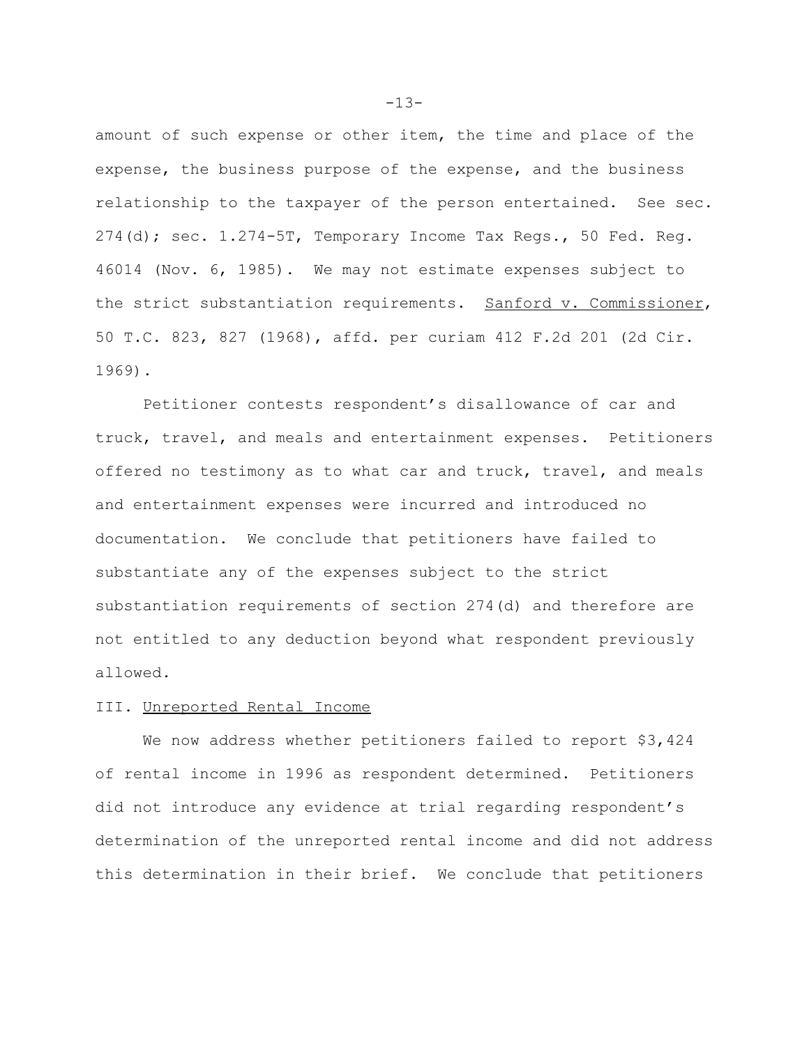amount of such expense or other item, the time and place of the expense, the business purpose of the expense, and the business relationship to the taxpayer of the person entertained. See sec. 274(d); sec. 1.274-5T, Temporary Income Tax Regs., 50 Fed. Reg. 46014 (Nov. 6, 1985). We may not estimate expenses subject to the strict substantiation requirements. Sanford v. Commissioner, 50 T.C. 823, 827 (1968), affd. per curiam 412 F.2d 201 (2d Cir. 1969).

Petitioner contests respondent's disallowance of car and truck, travel, and meals and entertainment expenses. Petitioners offered no testimony as to what car and truck, travel, and meals and entertainment expenses were incurred and introduced no documentation. We conclude that petitioners have failed to substantiate any of the expenses subject to the strict substantiation requirements of section 274(d) and therefore are not entitled to any deduction beyond what respondent previously allowed.

### III. Unreported Rental Income

We now address whether petitioners failed to report $3,424 of rental income in 1996 as respondent determined. Petitioners did not introduce any evidence at trial regarding respondent's determination of the unreported rental income and did not address this determination in their brief. We conclude that petitioners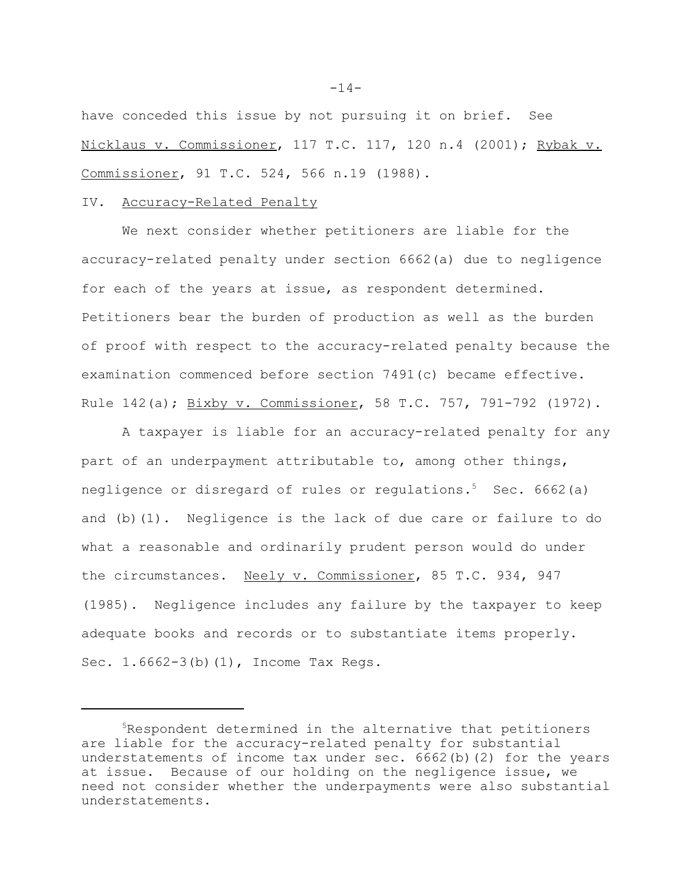have conceded this issue by not pursuing it on brief. See Nicklaus v. Commissioner, 117 T.C. 117, 120 n.4 (2001); Rybak v. Commissioner, 91 T.C. 524, 566 n.19 (1988).

## IV. Accuracy-Related Penalty

We next consider whether petitioners are liable for the accuracy-related penalty under section 6662(a) due to negligence for each of the years at issue, as respondent determined. Petitioners bear the burden of production as well as the burden of proof with respect to the accuracy-related penalty because the examination commenced before section 7491(c) became effective. Rule 142(a); Bixby v. Commissioner, 58 T.C. 757, 791-792 (1972).

A taxpayer is liable for an accuracy-related penalty for any part of an underpayment attributable to, among other things, negligence or disregard of rules or regulations.[5] Sec. 6662(a) and (b)(1). Negligence is the lack of due care or failure to do what a reasonable and ordinarily prudent person would do under the circumstances. Neely v. Commissioner, 85 T.C. 934, 947 (1985). Negligence includes any failure by the taxpayer to keep adequate books and records or to substantiate items properly. Sec. 1.6662-3(b)(1), Income Tax Regs.

---

[5]Respondent determined in the alternative that petitioners are liable for the accuracy-related penalty for substantial understatements of income tax under sec. 6662(b)(2) for the years at issue. Because of our holding on the negligence issue, we need not consider whether the underpayments were also substantial understatements.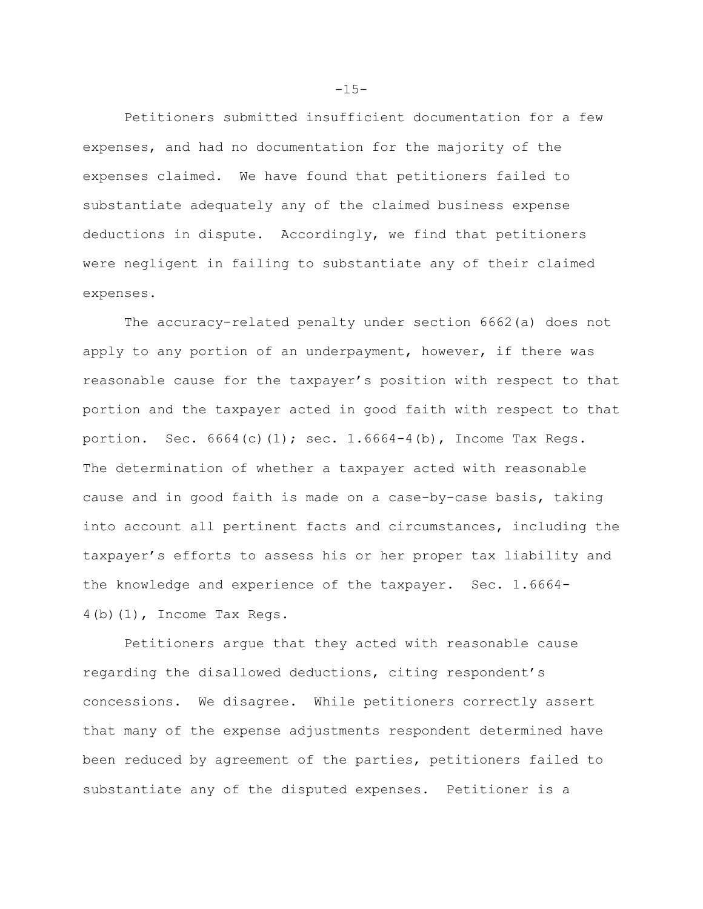Petitioners submitted insufficient documentation for a few expenses, and had no documentation for the majority of the expenses claimed. We have found that petitioners failed to substantiate adequately any of the claimed business expense deductions in dispute. Accordingly, we find that petitioners were negligent in failing to substantiate any of their claimed expenses.

The accuracy-related penalty under section 6662(a) does not apply to any portion of an underpayment, however, if there was reasonable cause for the taxpayer's position with respect to that portion and the taxpayer acted in good faith with respect to that portion. Sec. 6664(c)(1); sec. 1.6664-4(b), Income Tax Regs. The determination of whether a taxpayer acted with reasonable cause and in good faith is made on a case-by-case basis, taking into account all pertinent facts and circumstances, including the taxpayer's efforts to assess his or her proper tax liability and the knowledge and experience of the taxpayer. Sec. 1.6664-4(b)(1), Income Tax Regs.

Petitioners argue that they acted with reasonable cause regarding the disallowed deductions, citing respondent's concessions. We disagree. While petitioners correctly assert that many of the expense adjustments respondent determined have been reduced by agreement of the parties, petitioners failed to substantiate any of the disputed expenses. Petitioner is a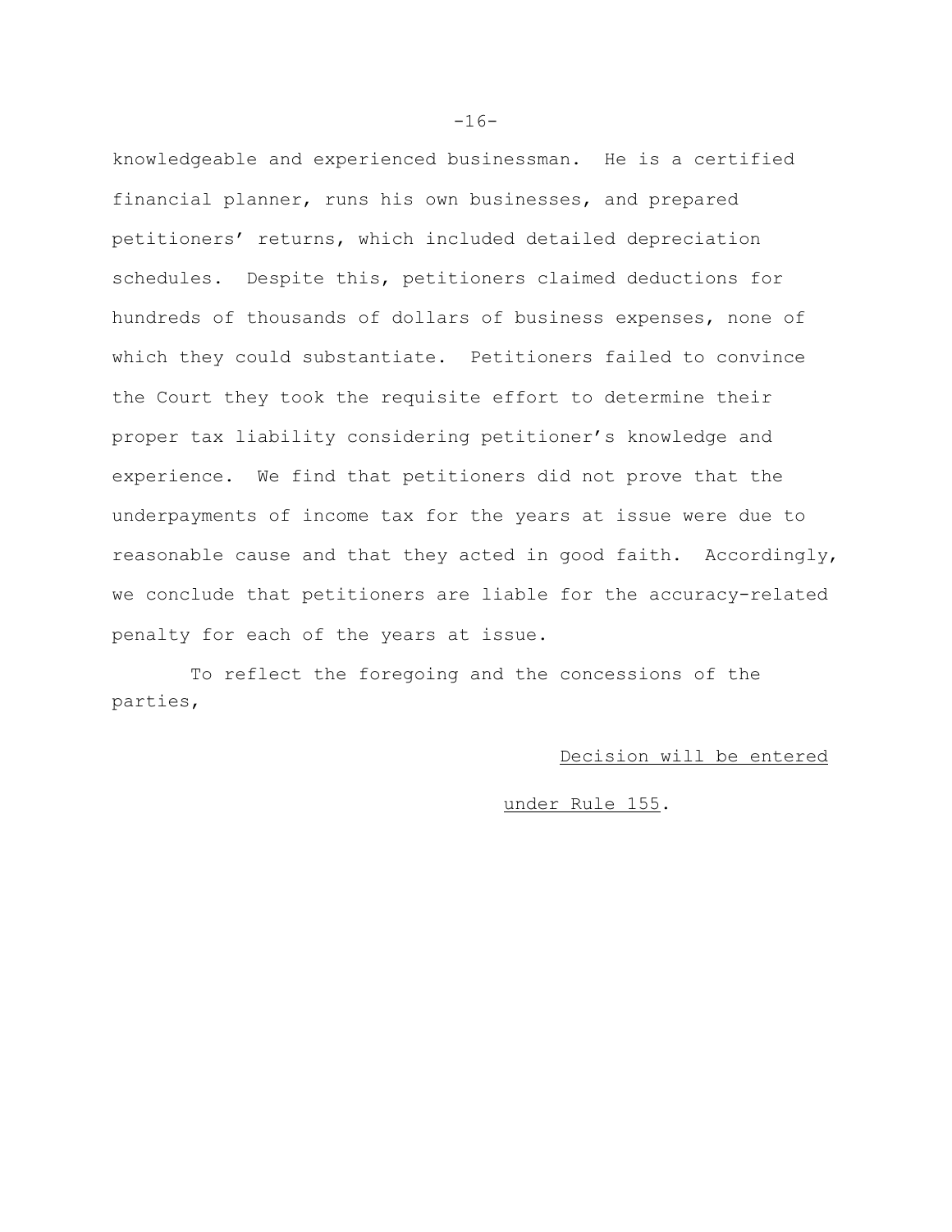knowledgeable and experienced businessman. He is a certified financial planner, runs his own businesses, and prepared petitioners' returns, which included detailed depreciation schedules. Despite this, petitioners claimed deductions for hundreds of thousands of dollars of business expenses, none of which they could substantiate. Petitioners failed to convince the Court they took the requisite effort to determine their proper tax liability considering petitioner's knowledge and experience. We find that petitioners did not prove that the underpayments of income tax for the years at issue were due to reasonable cause and that they acted in good faith. Accordingly, we conclude that petitioners are liable for the accuracy-related penalty for each of the years at issue.

To reflect the foregoing and the concessions of the parties,

Decision will be entered under Rule 155.